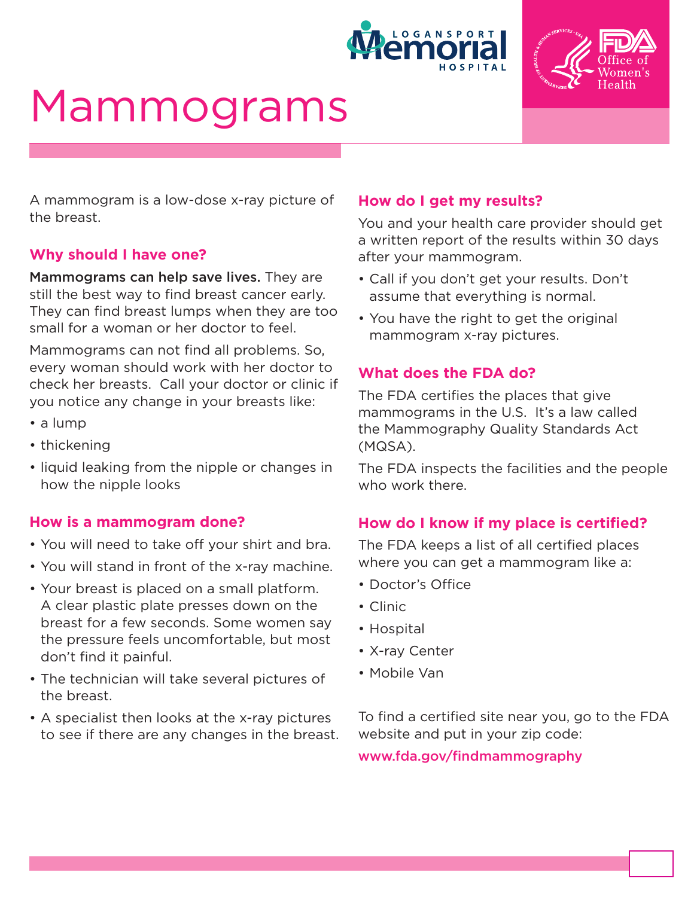# Mammograms

A mammogram is a low-dose x-ray picture of the breast.

## Why should I have one?

**Mammograms can help save lives.** They are still the best way to find breast cancer early. They can find breast lumps when they are too small for a woman or her doctor to feel.

Mammograms can not find all problems. So, every woman should work with her doctor to check her breasts. Call your doctor or clinic if you notice any change in your breasts like:

- a lump
- thickening
- liquid leaking from the nipple or changes in how the nipple looks

## How is a mammogram done?

- You will need to take off your shirt and bra.
- You will stand in front of the x-ray machine.
- Your breast is placed on a small platform. A clear plastic plate presses down on the breast for a few seconds. Some women say the pressure feels uncomfortable, but most don't find it painful.
- The technician will take several pictures of the breast.
- A specialist then looks at the x-ray pictures to see if there are any changes in the breast.

## How do I get my results?

You and your health care provider should get a written report of the results within 30 days after your mammogram.

- Call if you don't get your results. Don't assume that everything is normal.
- You have the right to get the original mammogram x-ray pictures.

## What does the FDA do?

The FDA certifies the places that give mammograms in the U.S. It's a law called the Mammography Quality Standards Act (MQSA).

The FDA inspects the facilities and the people who work there.

## How do I know if my place is certified?

The FDA keeps a list of all certified places where you can get a mammogram like a:

- Doctor's Office
- Clinic
- Hospital
- X-ray Center
- Mobile Van

To find a certified site near you, go to the FDA website and put in your zip code:

**www.fda.gov/findmammography**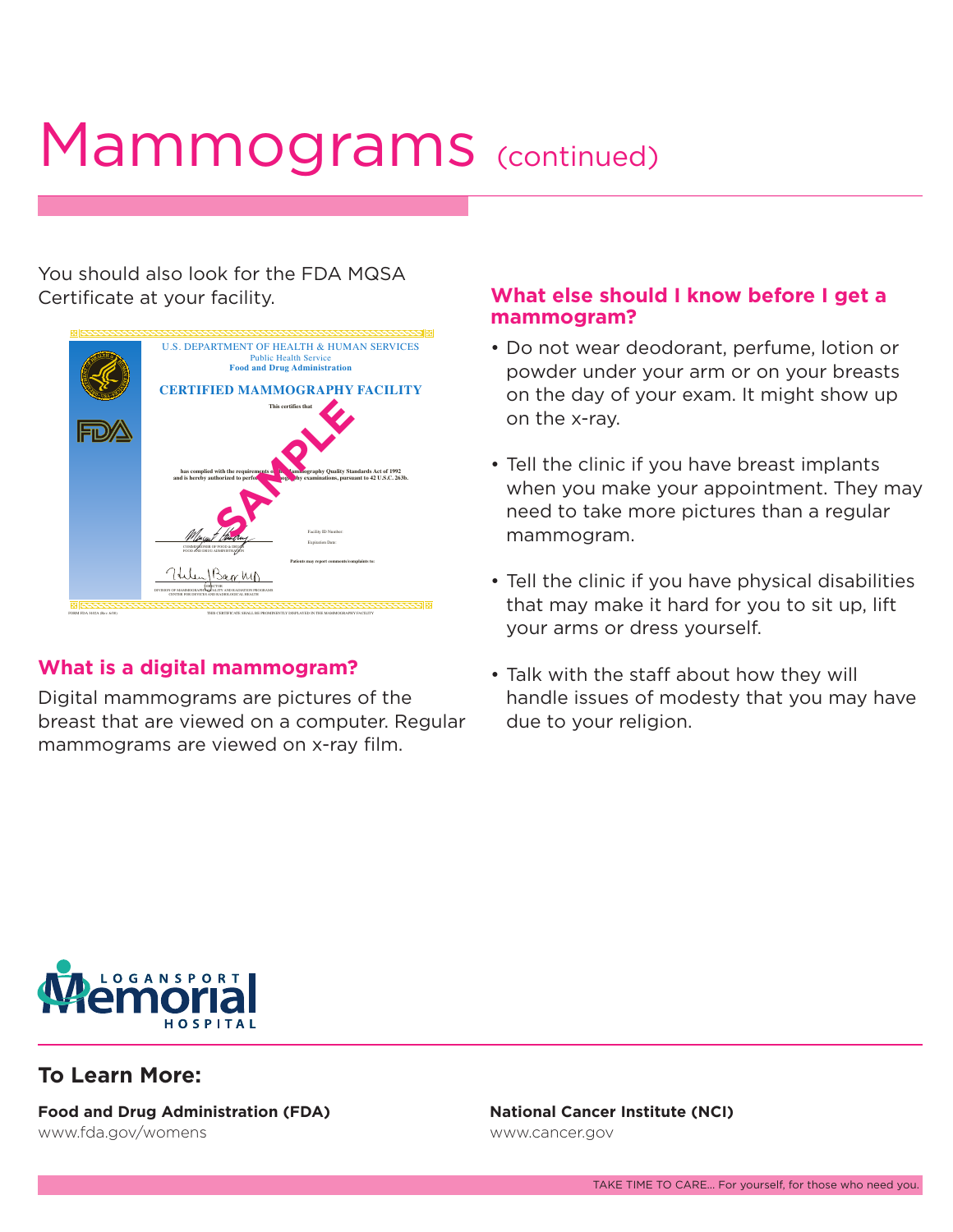# Mammograms (continued)

You should also look for the FDA MQSA Certificate at your facility.

U.S. DEPARTMENT OF HEALTH & HUMAN SERVICES
Public Health Service
Food and Drug Administration

CERTIFIED MAMMOGRAPHY FACILITY

This certifies that

has complied with the requirements of the Mammography Quality Standards Act of 1992 and is hereby authorized to perform mammography examinations, pursuant to 42 U.S.C. 263b.

SAMPLE

## What is a digital mammogram?

Digital mammograms are pictures of the breast that are viewed on a computer. Regular mammograms are viewed on x-ray film.

## What else should I know before I get a mammogram?

- Do not wear deodorant, perfume, lotion or powder under your arm or on your breasts on the day of your exam. It might show up on the x-ray.
- Tell the clinic if you have breast implants when you make your appointment. They may need to take more pictures than a regular mammogram.
- Tell the clinic if you have physical disabilities that may make it hard for you to sit up, lift your arms or dress yourself.
- Talk with the staff about how they will handle issues of modesty that you may have due to your religion.

LOGANSPORT Memorial HOSPITAL

## To Learn More:

**Food and Drug Administration (FDA)**
www.fda.gov/womens

**National Cancer Institute (NCI)**
www.cancer.gov

TAKE TIME TO CARE... For yourself, for those who need you.